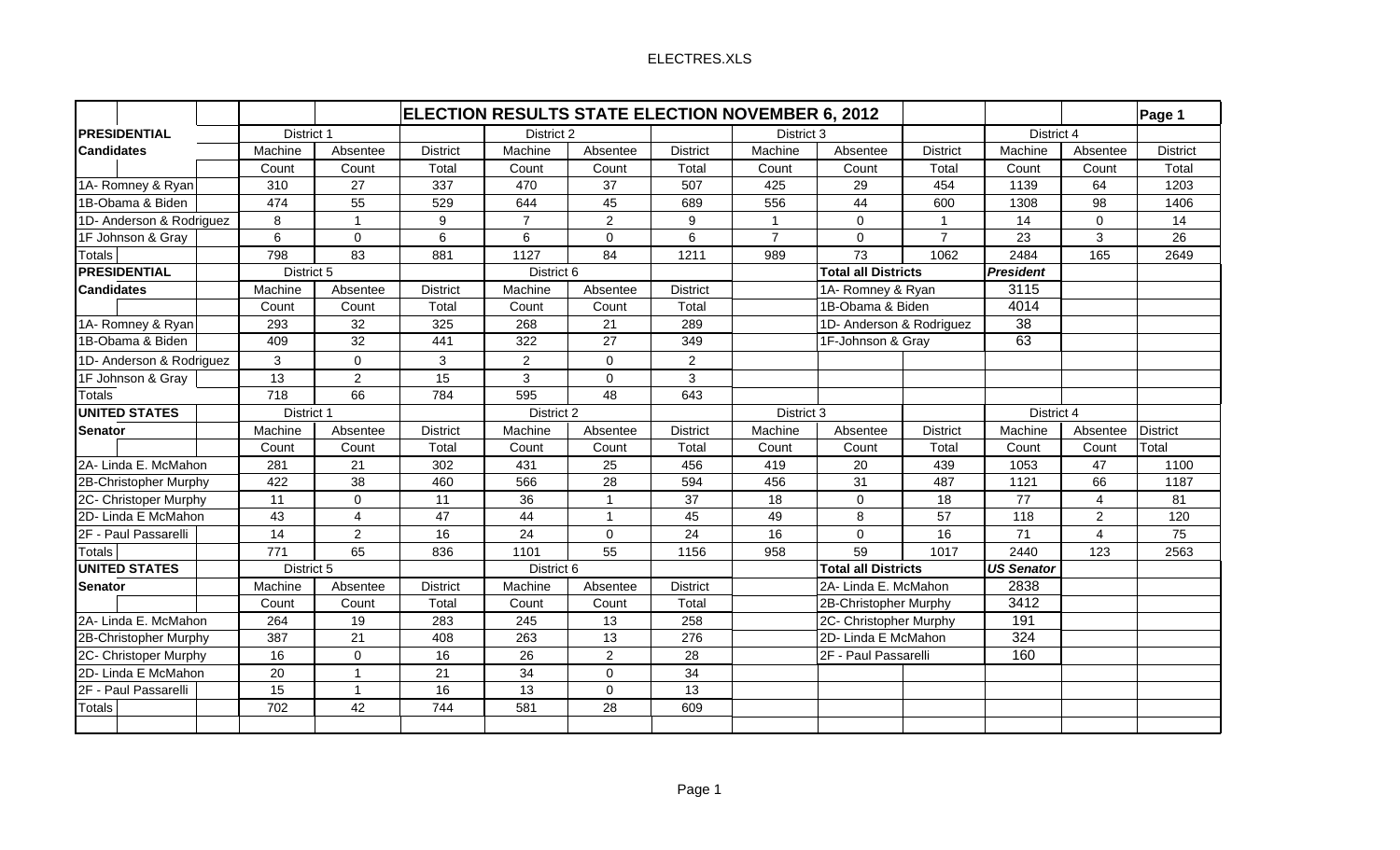# ELECTION RESULTS STATE ELECTION NOVEMBER 6, 2012

| PRESIDENTIAL Candidates | District 1 Machine Count | Absentee Count | District Total | District 2 Machine Count | Absentee Count | District Total | District 3 Machine Count | Absentee Count | District Total | District 4 Machine Count | Absentee Count | District Total |
|---|---|---|---|---|---|---|---|---|---|---|---|---|
| 1A- Romney & Ryan | 310 | 27 | 337 | 470 | 37 | 507 | 425 | 29 | 454 | 1139 | 64 | 1203 |
| 1B-Obama & Biden | 474 | 55 | 529 | 644 | 45 | 689 | 556 | 44 | 600 | 1308 | 98 | 1406 |
| 1D- Anderson & Rodriguez | 8 | 1 | 9 | 7 | 2 | 9 | 1 | 0 | 1 | 14 | 0 | 14 |
| 1F Johnson & Gray | 6 | 0 | 6 | 6 | 0 | 6 | 7 | 0 | 7 | 23 | 3 | 26 |
| Totals | 798 | 83 | 881 | 1127 | 84 | 1211 | 989 | 73 | 1062 | 2484 | 165 | 2649 |

| PRESIDENTIAL Candidates | District 5 Machine Count | Absentee Count | District Total | District 6 Machine Count | Absentee Count | District Total |
|---|---|---|---|---|---|---|
| 1A- Romney & Ryan | 293 | 32 | 325 | 268 | 21 | 289 |
| 1B-Obama & Biden | 409 | 32 | 441 | 322 | 27 | 349 |
| 1D- Anderson & Rodriguez | 3 | 0 | 3 | 2 | 0 | 2 |
| 1F Johnson & Gray | 13 | 2 | 15 | 3 | 0 | 3 |
| Totals | 718 | 66 | 784 | 595 | 48 | 643 |

| Total all Districts | *President* |
|---|---|
| 1A- Romney & Ryan | 3115 |
| 1B-Obama & Biden | 4014 |
| 1D- Anderson & Rodriguez | 38 |
| 1F-Johnson & Gray | 63 |

| UNITED STATES Senator | District 1 Machine Count | Absentee Count | District Total | District 2 Machine Count | Absentee Count | District Total | District 3 Machine Count | Absentee Count | District Total | District 4 Machine Count | Absentee Count | District Total |
|---|---|---|---|---|---|---|---|---|---|---|---|---|
| 2A- Linda E. McMahon | 281 | 21 | 302 | 431 | 25 | 456 | 419 | 20 | 439 | 1053 | 47 | 1100 |
| 2B-Christopher Murphy | 422 | 38 | 460 | 566 | 28 | 594 | 456 | 31 | 487 | 1121 | 66 | 1187 |
| 2C- Christoper Murphy | 11 | 0 | 11 | 36 | 1 | 37 | 18 | 0 | 18 | 77 | 4 | 81 |
| 2D- Linda E McMahon | 43 | 4 | 47 | 44 | 1 | 45 | 49 | 8 | 57 | 118 | 2 | 120 |
| 2F - Paul Passarelli | 14 | 2 | 16 | 24 | 0 | 24 | 16 | 0 | 16 | 71 | 4 | 75 |
| Totals | 771 | 65 | 836 | 1101 | 55 | 1156 | 958 | 59 | 1017 | 2440 | 123 | 2563 |

| UNITED STATES Senator | District 5 Machine Count | Absentee Count | District Total | District 6 Machine Count | Absentee Count | District Total |
|---|---|---|---|---|---|---|
| 2A- Linda E. McMahon | 264 | 19 | 283 | 245 | 13 | 258 |
| 2B-Christopher Murphy | 387 | 21 | 408 | 263 | 13 | 276 |
| 2C- Christoper Murphy | 16 | 0 | 16 | 26 | 2 | 28 |
| 2D- Linda E McMahon | 20 | 1 | 21 | 34 | 0 | 34 |
| 2F - Paul Passarelli | 15 | 1 | 16 | 13 | 0 | 13 |
| Totals | 702 | 42 | 744 | 581 | 28 | 609 |

| Total all Districts | *US Senator* |
|---|---|
| 2A- Linda E. McMahon | 2838 |
| 2B-Christopher Murphy | 3412 |
| 2C- Christopher Murphy | 191 |
| 2D- Linda E McMahon | 324 |
| 2F - Paul Passarelli | 160 |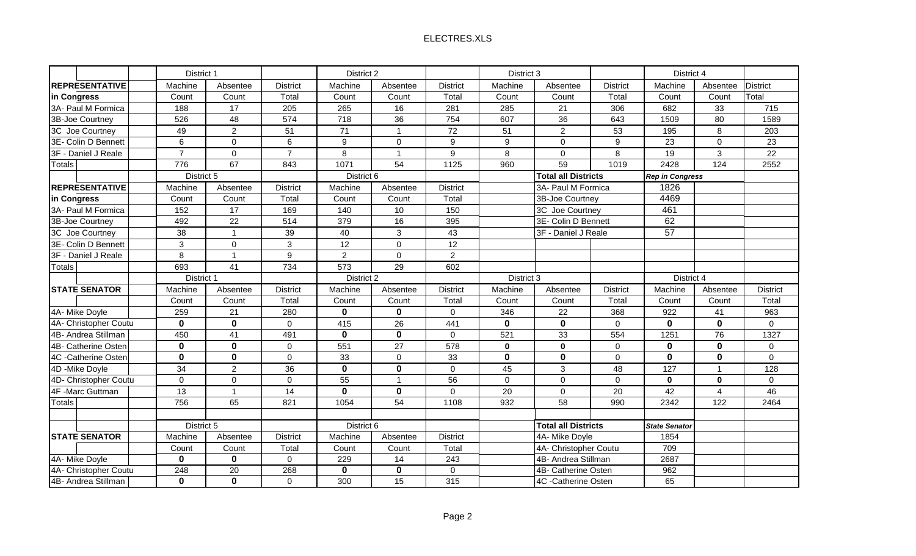ELECTRES.XLS

| | | District 1 | | | District 2 | | | District 3 | | | District 4 | | |
|---|---|---|---|---|---|---|---|---|---|---|---|---|---|
| **REPRESENTATIVE** | | Machine | Absentee | District | Machine | Absentee | District | Machine | Absentee | District | Machine | Absentee | District |
| **in Congress** | | Count | Count | Total | Count | Count | Total | Count | Count | Total | Count | Count | Total |
| 3A- Paul M Formica | | 188 | 17 | 205 | 265 | 16 | 281 | 285 | 21 | 306 | 682 | 33 | 715 |
| 3B-Joe Courtney | | 526 | 48 | 574 | 718 | 36 | 754 | 607 | 36 | 643 | 1509 | 80 | 1589 |
| 3C Joe Courtney | | 49 | 2 | 51 | 71 | 1 | 72 | 51 | 2 | 53 | 195 | 8 | 203 |
| 3E- Colin D Bennett | | 6 | 0 | 6 | 9 | 0 | 9 | 9 | 0 | 9 | 23 | 0 | 23 |
| 3F - Daniel J Reale | | 7 | 0 | 7 | 8 | 1 | 9 | 8 | 0 | 8 | 19 | 3 | 22 |
| Totals | | 776 | 67 | 843 | 1071 | 54 | 1125 | 960 | 59 | 1019 | 2428 | 124 | 2552 |
| | | District 5 | | | District 6 | | | | **Total all Districts** | | ***Rep in Congress*** | | |
| **REPRESENTATIVE** | | Machine | Absentee | District | Machine | Absentee | District | | 3A- Paul M Formica | | 1826 | | |
| **in Congress** | | Count | Count | Total | Count | Count | Total | | 3B-Joe Courtney | | 4469 | | |
| 3A- Paul M Formica | | 152 | 17 | 169 | 140 | 10 | 150 | | 3C Joe Courtney | | 461 | | |
| 3B-Joe Courtney | | 492 | 22 | 514 | 379 | 16 | 395 | | 3E- Colin D Bennett | | 62 | | |
| 3C Joe Courtney | | 38 | 1 | 39 | 40 | 3 | 43 | | 3F - Daniel J Reale | | 57 | | |
| 3E- Colin D Bennett | | 3 | 0 | 3 | 12 | 0 | 12 | | | | | | |
| 3F - Daniel J Reale | | 8 | 1 | 9 | 2 | 0 | 2 | | | | | | |
| Totals | | 693 | 41 | 734 | 573 | 29 | 602 | | | | | | |
| | | District 1 | | | District 2 | | | District 3 | | | District 4 | | |
| **STATE SENATOR** | | Machine | Absentee | District | Machine | Absentee | District | Machine | Absentee | District | Machine | Absentee | District |
| | | Count | Count | Total | Count | Count | Total | Count | Count | Total | Count | Count | Total |
| 4A- Mike Doyle | | 259 | 21 | 280 | **0** | **0** | 0 | 346 | 22 | 368 | 922 | 41 | 963 |
| 4A- Christopher Coutu | | **0** | **0** | 0 | 415 | 26 | 441 | **0** | **0** | 0 | **0** | **0** | 0 |
| 4B- Andrea Stillman | | 450 | 41 | 491 | **0** | **0** | 0 | 521 | 33 | 554 | 1251 | 76 | 1327 |
| 4B- Catherine Osten | | **0** | **0** | 0 | 551 | 27 | 578 | **0** | **0** | 0 | **0** | **0** | 0 |
| 4C -Catherine Osten | | **0** | **0** | 0 | 33 | 0 | 33 | **0** | **0** | 0 | **0** | **0** | 0 |
| 4D -Mike Doyle | | 34 | 2 | 36 | **0** | **0** | 0 | 45 | 3 | 48 | 127 | 1 | 128 |
| 4D- Christopher Coutu | | 0 | 0 | 0 | 55 | 1 | 56 | 0 | 0 | 0 | **0** | **0** | 0 |
| 4F -Marc Guttman | | 13 | 1 | 14 | **0** | **0** | 0 | 20 | 0 | 20 | 42 | 4 | 46 |
| Totals | | 756 | 65 | 821 | 1054 | 54 | 1108 | 932 | 58 | 990 | 2342 | 122 | 2464 |
| | | | | | | | | | | | | | |
| | | District 5 | | | District 6 | | | | **Total all Districts** | | ***State Senator*** | | |
| **STATE SENATOR** | | Machine | Absentee | District | Machine | Absentee | District | | 4A- Mike Doyle | | 1854 | | |
| | | Count | Count | Total | Count | Count | Total | | 4A- Christopher Coutu | | 709 | | |
| 4A- Mike Doyle | | **0** | **0** | 0 | 229 | 14 | 243 | | 4B- Andrea Stillman | | 2687 | | |
| 4A- Christopher Coutu | | 248 | 20 | 268 | **0** | **0** | 0 | | 4B- Catherine Osten | | 962 | | |
| 4B- Andrea Stillman | | **0** | **0** | 0 | 300 | 15 | 315 | | 4C -Catherine Osten | | 65 | | |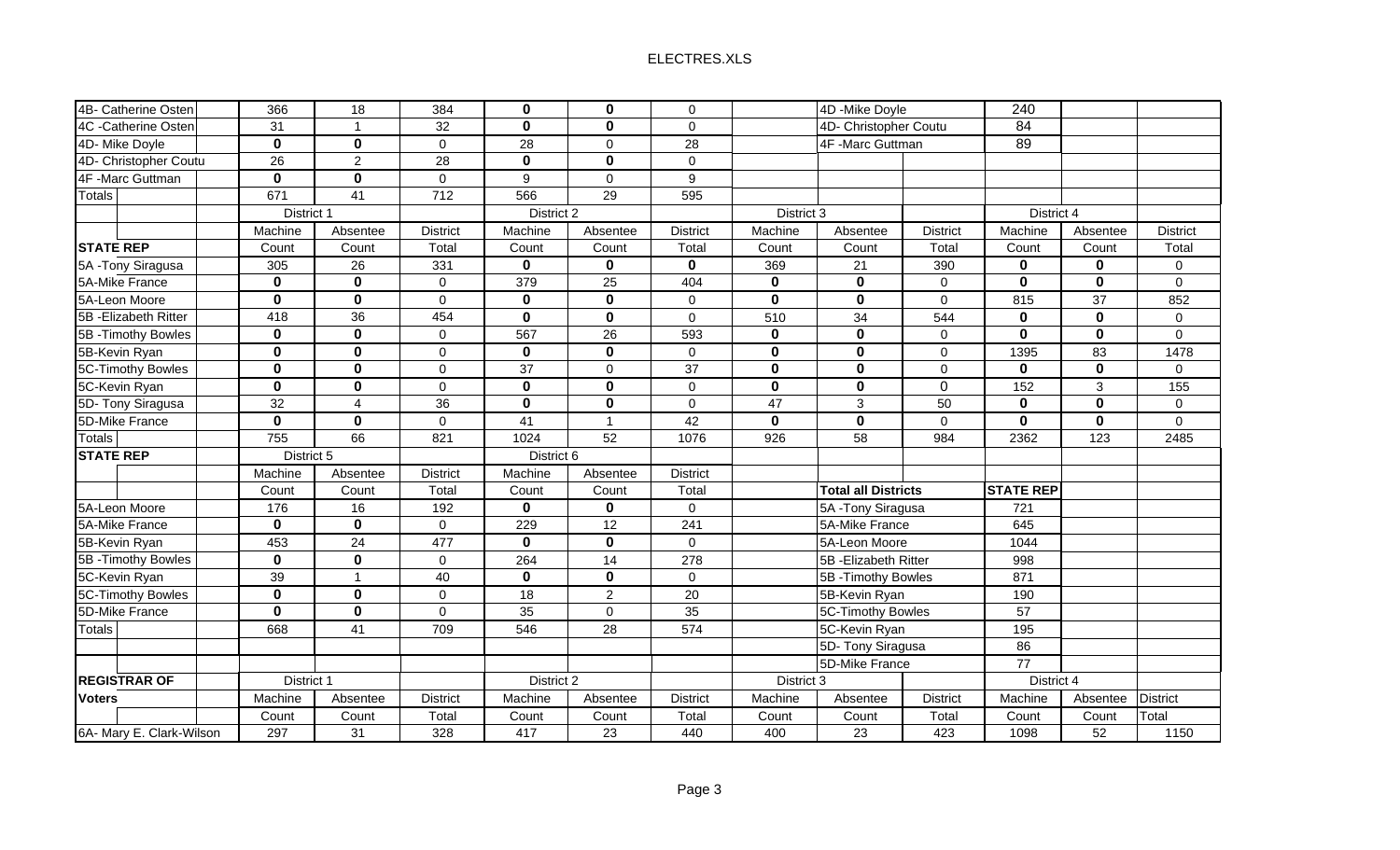| | | | | | | | | | | | |
|---|---|---|---|---|---|---|---|---|---|---|---|
| 4B- Catherine Osten | 366 | 18 | 384 | **0** | **0** | 0 | | 4D -Mike Doyle | | 240 | |
| 4C -Catherine Osten | 31 | 1 | 32 | **0** | **0** | 0 | | 4D- Christopher Coutu | | 84 | |
| 4D- Mike Doyle | **0** | **0** | 0 | 28 | 0 | 28 | | 4F -Marc Guttman | | 89 | |
| 4D- Christopher Coutu | 26 | 2 | 28 | **0** | **0** | 0 | | | | | |
| 4F -Marc Guttman | **0** | **0** | 0 | 9 | 0 | 9 | | | | | |
| Totals | 671 | 41 | 712 | 566 | 29 | 595 | | | | | |
| | District 1 | | | District 2 | | | District 3 | | | District 4 | |
| | Machine | Absentee | District | Machine | Absentee | District | Machine | Absentee | District | Machine | Absentee | District |
| **STATE REP** | Count | Count | Total | Count | Count | Total | Count | Count | Total | Count | Count | Total |
| 5A -Tony Siragusa | 305 | 26 | 331 | **0** | **0** | **0** | 369 | 21 | 390 | **0** | **0** | 0 |
| 5A-Mike France | **0** | **0** | 0 | 379 | 25 | 404 | **0** | **0** | 0 | **0** | **0** | 0 |
| 5A-Leon Moore | **0** | **0** | 0 | **0** | **0** | 0 | **0** | **0** | 0 | 815 | 37 | 852 |
| 5B -Elizabeth Ritter | 418 | 36 | 454 | **0** | **0** | 0 | 510 | 34 | 544 | **0** | **0** | 0 |
| 5B -Timothy Bowles | **0** | **0** | 0 | 567 | 26 | 593 | **0** | **0** | 0 | **0** | **0** | 0 |
| 5B-Kevin Ryan | **0** | **0** | 0 | **0** | **0** | 0 | **0** | **0** | 0 | 1395 | 83 | 1478 |
| 5C-Timothy Bowles | **0** | **0** | 0 | 37 | 0 | 37 | **0** | **0** | 0 | **0** | **0** | 0 |
| 5C-Kevin Ryan | **0** | **0** | 0 | **0** | **0** | 0 | **0** | **0** | 0 | 152 | 3 | 155 |
| 5D- Tony Siragusa | 32 | 4 | 36 | **0** | **0** | 0 | 47 | 3 | 50 | **0** | **0** | 0 |
| 5D-Mike France | **0** | **0** | 0 | 41 | 1 | 42 | **0** | **0** | 0 | **0** | **0** | 0 |
| Totals | 755 | 66 | 821 | 1024 | 52 | 1076 | 926 | 58 | 984 | 2362 | 123 | 2485 |
| **STATE REP** | District 5 | | | District 6 | | | | | | | | |
| | Machine | Absentee | District | Machine | Absentee | District | | | | | | |
| | Count | Count | Total | Count | Count | Total | | **Total all Districts** | | **STATE REP** | | |
| 5A-Leon Moore | 176 | 16 | 192 | **0** | **0** | 0 | | 5A -Tony Siragusa | | 721 | | |
| 5A-Mike France | **0** | **0** | 0 | 229 | 12 | 241 | | 5A-Mike France | | 645 | | |
| 5B-Kevin Ryan | 453 | 24 | 477 | **0** | **0** | 0 | | 5A-Leon Moore | | 1044 | | |
| 5B -Timothy Bowles | **0** | **0** | 0 | 264 | 14 | 278 | | 5B -Elizabeth Ritter | | 998 | | |
| 5C-Kevin Ryan | 39 | 1 | 40 | **0** | **0** | 0 | | 5B -Timothy Bowles | | 871 | | |
| 5C-Timothy Bowles | **0** | **0** | 0 | 18 | 2 | 20 | | 5B-Kevin Ryan | | 190 | | |
| 5D-Mike France | **0** | **0** | 0 | 35 | 0 | 35 | | 5C-Timothy Bowles | | 57 | | |
| Totals | 668 | 41 | 709 | 546 | 28 | 574 | | 5C-Kevin Ryan | | 195 | | |
| | | | | | | | | 5D- Tony Siragusa | | 86 | | |
| | | | | | | | | 5D-Mike France | | 77 | | |
| **REGISTRAR OF** | District 1 | | | District 2 | | | District 3 | | | District 4 | | |
| **Voters** | Machine | Absentee | District | Machine | Absentee | District | Machine | Absentee | District | Machine | Absentee | District |
| | Count | Count | Total | Count | Count | Total | Count | Count | Total | Count | Count | Total |
| 6A- Mary E. Clark-Wilson | 297 | 31 | 328 | 417 | 23 | 440 | 400 | 23 | 423 | 1098 | 52 | 1150 |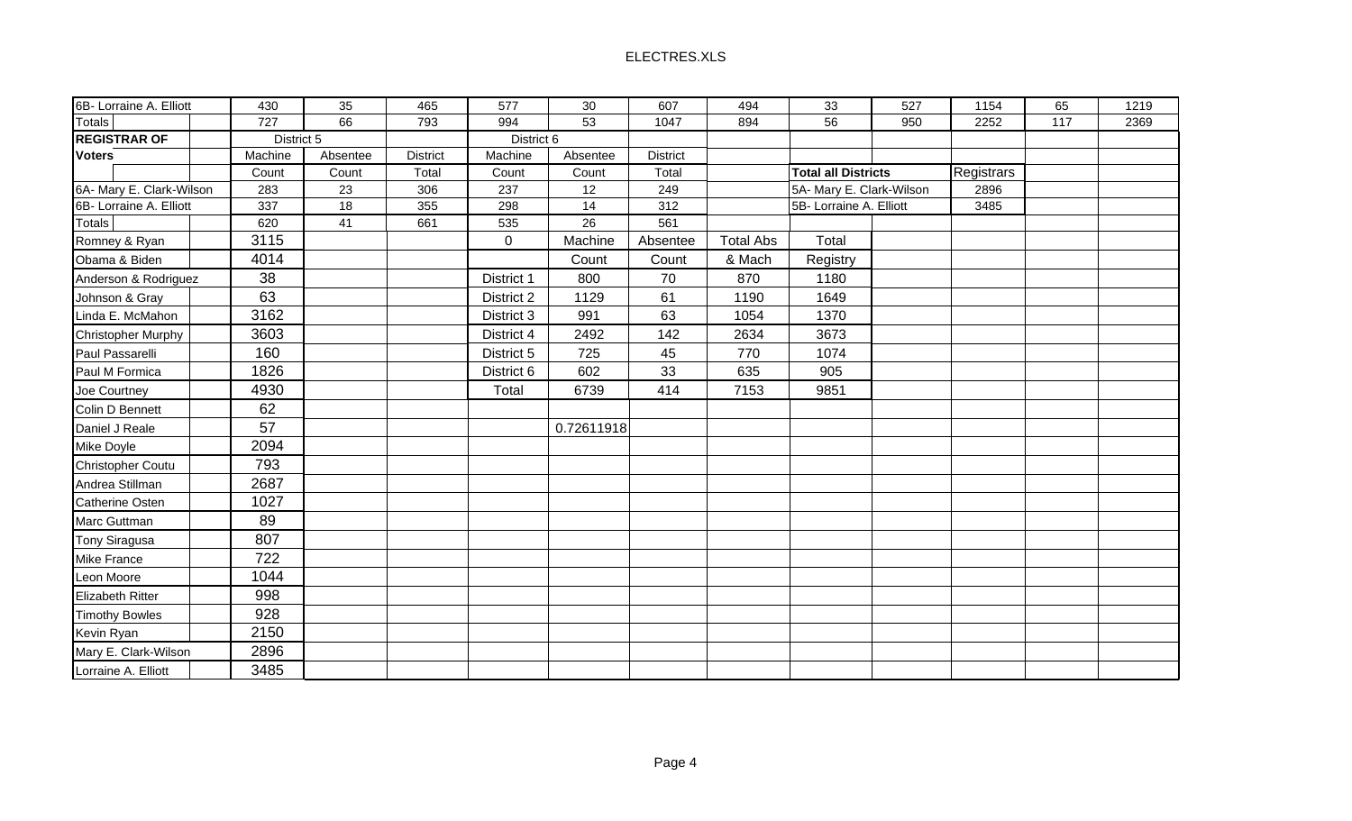| | | | | | | | | | | | | | |
|---|---|---|---|---|---|---|---|---|---|---|---|---|---|
| 6B- Lorraine A. Elliott | | 430 | 35 | 465 | 577 | 30 | 607 | 494 | 33 | 527 | 1154 | 65 | 1219 |
| Totals | | 727 | 66 | 793 | 994 | 53 | 1047 | 894 | 56 | 950 | 2252 | 117 | 2369 |
| **REGISTRAR OF** | | District 5 | | | District 6 | | | | | | | | |
| **Voters** | | Machine | Absentee | District | Machine | Absentee | District | | | | | | |
| | | Count | Count | Total | Count | Count | Total | | **Total all Districts** | | Registrars | | |
| 6A- Mary E. Clark-Wilson | | 283 | 23 | 306 | 237 | 12 | 249 | | 5A- Mary E. Clark-Wilson | | 2896 | | |
| 6B- Lorraine A. Elliott | | 337 | 18 | 355 | 298 | 14 | 312 | | 5B- Lorraine A. Elliott | | 3485 | | |
| Totals | | 620 | 41 | 661 | 535 | 26 | 561 | | | | | | |
| Romney & Ryan | | 3115 | | | 0 | Machine | Absentee | Total Abs | Total | | | | |
| Obama & Biden | | 4014 | | | | Count | Count | & Mach | Registry | | | | |
| Anderson & Rodriguez | | 38 | | | District 1 | 800 | 70 | 870 | 1180 | | | | |
| Johnson & Gray | | 63 | | | District 2 | 1129 | 61 | 1190 | 1649 | | | | |
| Linda E. McMahon | | 3162 | | | District 3 | 991 | 63 | 1054 | 1370 | | | | |
| Christopher Murphy | | 3603 | | | District 4 | 2492 | 142 | 2634 | 3673 | | | | |
| Paul Passarelli | | 160 | | | District 5 | 725 | 45 | 770 | 1074 | | | | |
| Paul M Formica | | 1826 | | | District 6 | 602 | 33 | 635 | 905 | | | | |
| Joe Courtney | | 4930 | | | Total | 6739 | 414 | 7153 | 9851 | | | | |
| Colin D Bennett | | 62 | | | | | | | | | | | |
| Daniel J Reale | | 57 | | | | 0.72611918 | | | | | | | |
| Mike Doyle | | 2094 | | | | | | | | | | | |
| Christopher Coutu | | 793 | | | | | | | | | | | |
| Andrea Stillman | | 2687 | | | | | | | | | | | |
| Catherine Osten | | 1027 | | | | | | | | | | | |
| Marc Guttman | | 89 | | | | | | | | | | | |
| Tony Siragusa | | 807 | | | | | | | | | | | |
| Mike France | | 722 | | | | | | | | | | | |
| Leon Moore | | 1044 | | | | | | | | | | | |
| Elizabeth Ritter | | 998 | | | | | | | | | | | |
| Timothy Bowles | | 928 | | | | | | | | | | | |
| Kevin Ryan | | 2150 | | | | | | | | | | | |
| Mary E. Clark-Wilson | | 2896 | | | | | | | | | | | |
| Lorraine A. Elliott | | 3485 | | | | | | | | | | | |